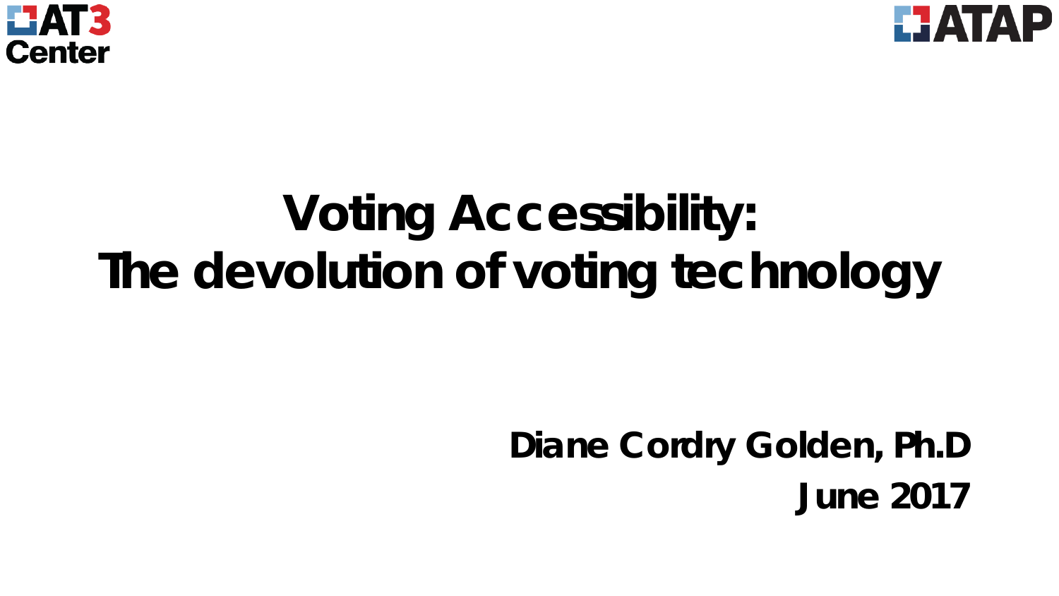AT3 Center

ATAP

# Voting Accessibility: The devolution of voting technology

**Diane Cordry Golden, Ph.D**

**June 2017**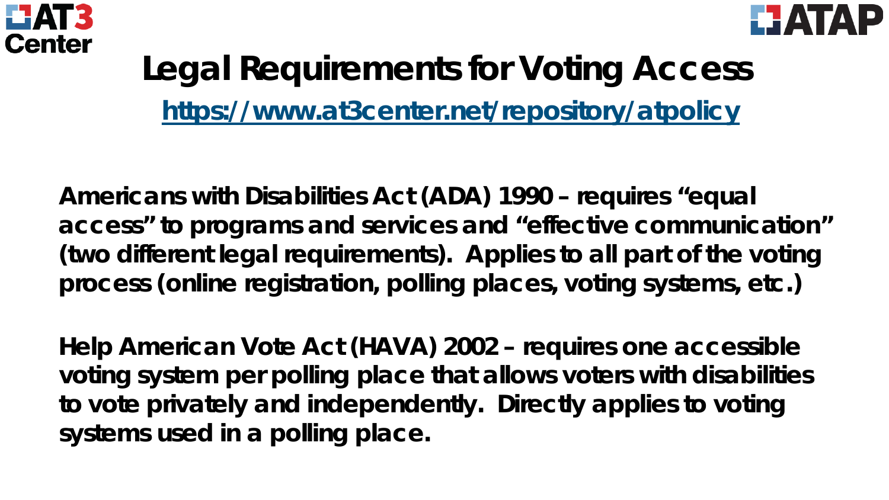# Legal Requirements for Voting Access

https://www.at3center.net/repository/atpolicy

**Americans with Disabilities Act (ADA) 1990 – requires "equal access" to programs and services and "effective communication" (two different legal requirements). Applies to all part of the voting process (online registration, polling places, voting systems, etc.)**

**Help American Vote Act (HAVA) 2002 – requires one accessible voting system per polling place that allows voters with disabilities to vote privately and independently. Directly applies to voting systems used in a polling place.**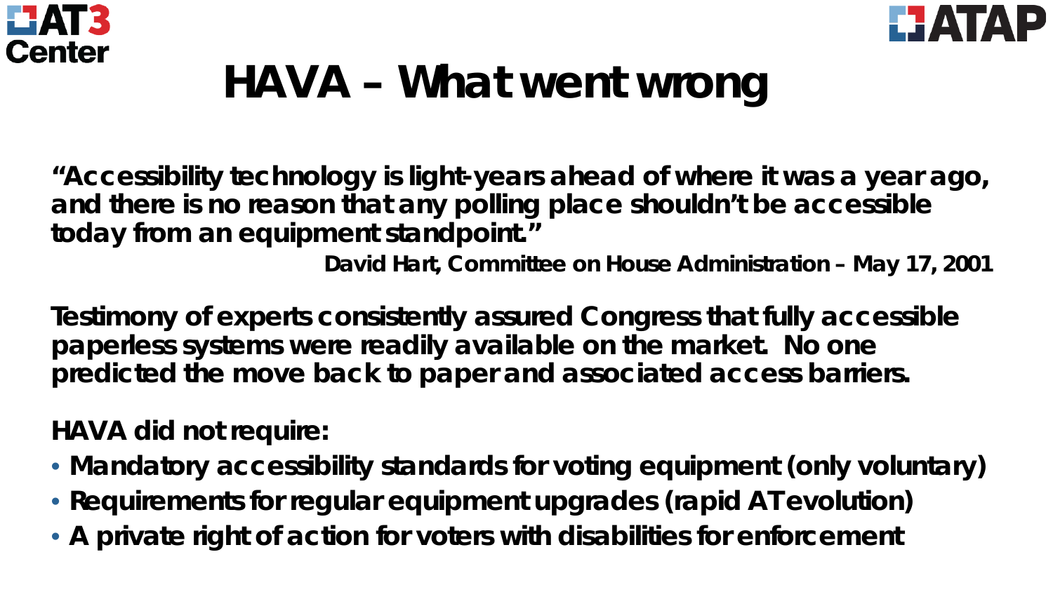# HAVA – What went wrong

**"Accessibility technology is light-years ahead of where it was a year ago, and there is no reason that any polling place shouldn't be accessible today from an equipment standpoint."**

**David Hart, Committee on House Administration – May 17, 2001**

**Testimony of experts consistently assured Congress that fully accessible paperless systems were readily available on the market. No one predicted the move back to paper and associated access barriers.**

**HAVA did not require:**

- **Mandatory accessibility standards for voting equipment (only voluntary)**
- **Requirements for regular equipment upgrades (rapid AT evolution)**
- **A private right of action for voters with disabilities for enforcement**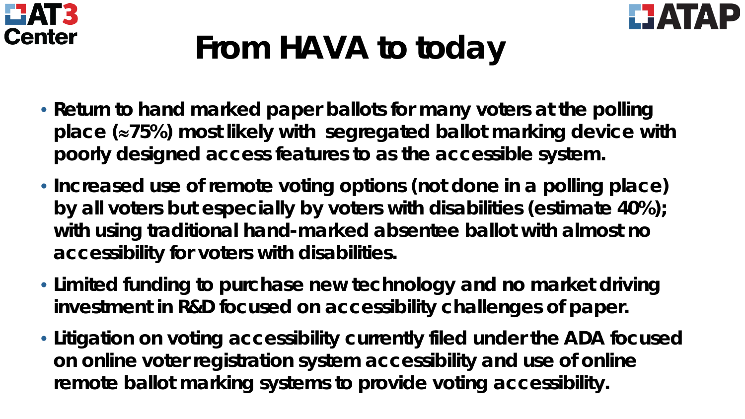# From HAVA to today

- Return to hand marked paper ballots for many voters at the polling place (≈75%) most likely with segregated ballot marking device with poorly designed access features to as the accessible system.
- Increased use of remote voting options (not done in a polling place) by all voters but especially by voters with disabilities (estimate 40%); with using traditional hand-marked absentee ballot with almost no accessibility for voters with disabilities.
- Limited funding to purchase new technology and no market driving investment in R&D focused on accessibility challenges of paper.
- Litigation on voting accessibility currently filed under the ADA focused on online voter registration system accessibility and use of online remote ballot marking systems to provide voting accessibility.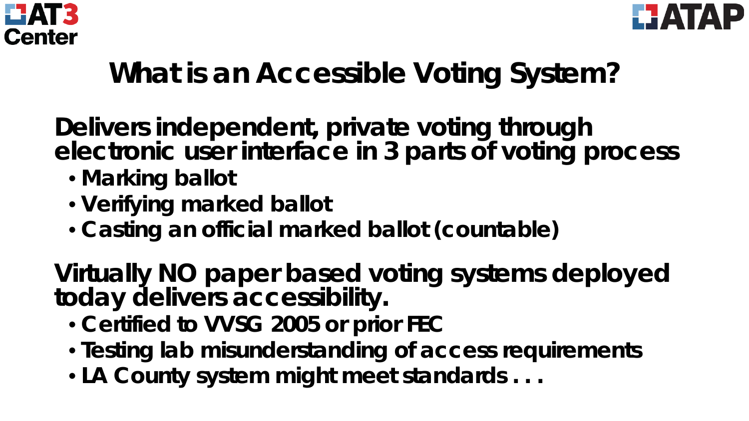# What is an Accessible Voting System?

**Delivers independent, private voting through electronic user interface in 3 parts of voting process**

- **Marking ballot**
- **Verifying marked ballot**
- **Casting an official marked ballot (countable)**

**Virtually NO paper based voting systems deployed today delivers accessibility.**

- **Certified to VVSG 2005 or prior FEC**
- **Testing lab misunderstanding of access requirements**
- **LA County system might meet standards . . .**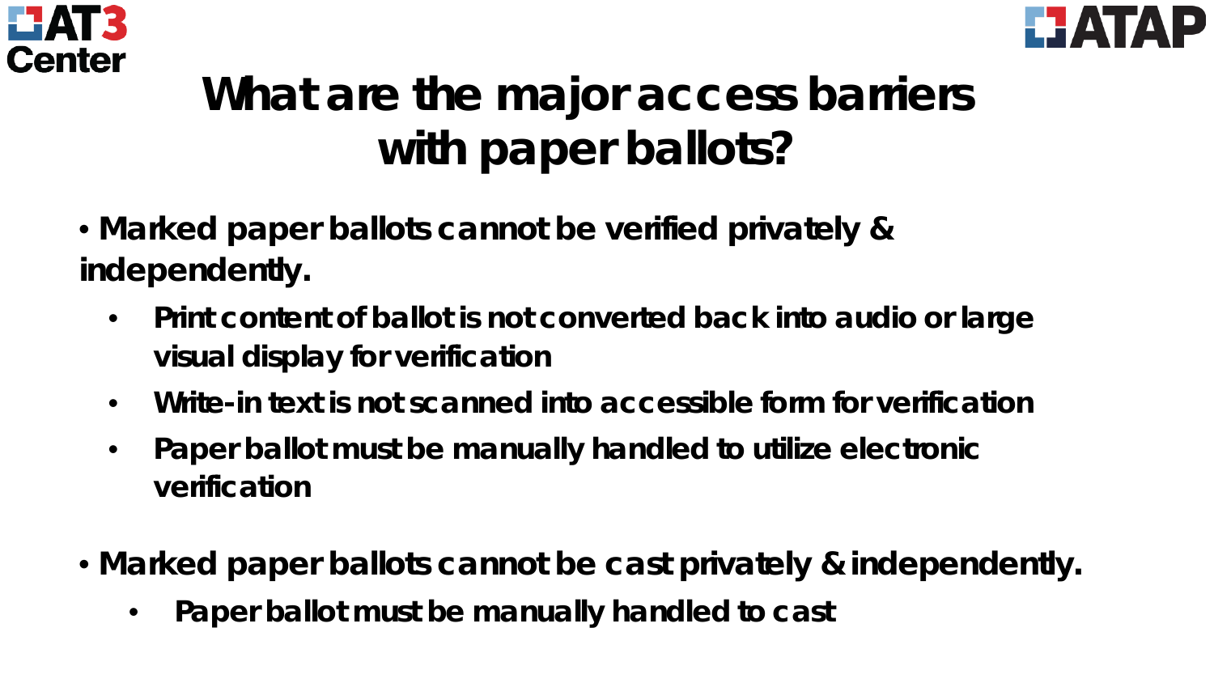# What are the major access barriers with paper ballots?

- Marked paper ballots cannot be verified privately & independently.
  - Print content of ballot is not converted back into audio or large visual display for verification
  - Write-in text is not scanned into accessible form for verification
  - Paper ballot must be manually handled to utilize electronic verification
- Marked paper ballots cannot be cast privately & independently.
  - Paper ballot must be manually handled to cast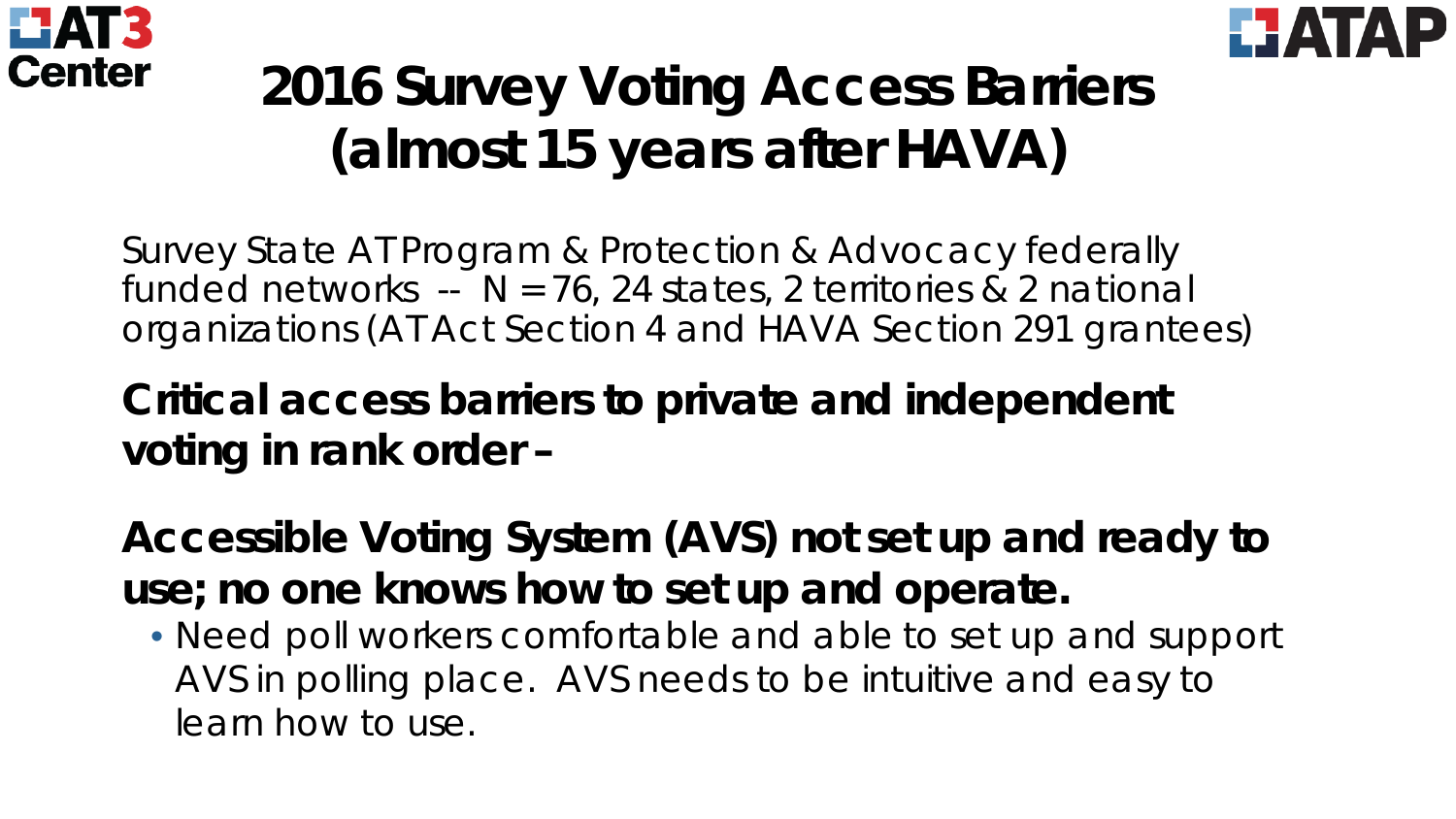# 2016 Survey Voting Access Barriers (almost 15 years after HAVA)

Survey State AT Program & Protection & Advocacy federally funded networks -- N = 76, 24 states, 2 territories & 2 national organizations (AT Act Section 4 and HAVA Section 291 grantees)

**Critical access barriers to private and independent voting in rank order –**

**Accessible Voting System (AVS) not set up and ready to use; no one knows how to set up and operate.**

- Need poll workers comfortable and able to set up and support AVS in polling place. AVS needs to be intuitive and easy to learn how to use.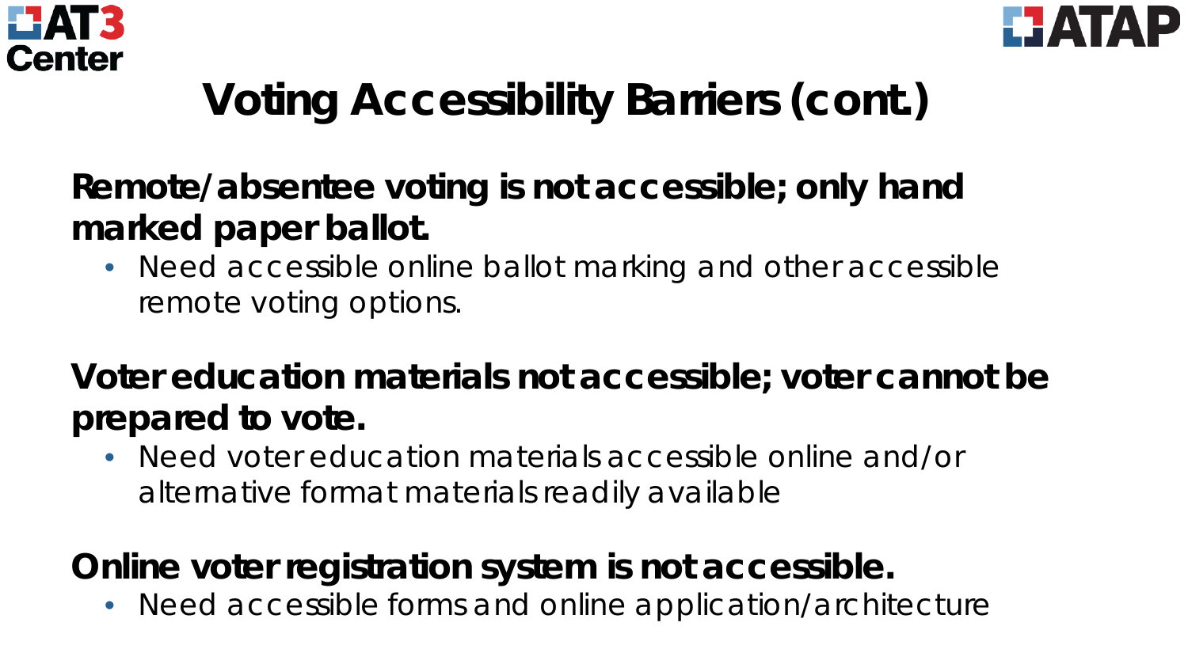# Voting Accessibility Barriers (cont.)

**Remote/absentee voting is not accessible; only hand marked paper ballot.**

- Need accessible online ballot marking and other accessible remote voting options.

**Voter education materials not accessible; voter cannot be prepared to vote.**

- Need voter education materials accessible online and/or alternative format materials readily available

**Online voter registration system is not accessible.**

- Need accessible forms and online application/architecture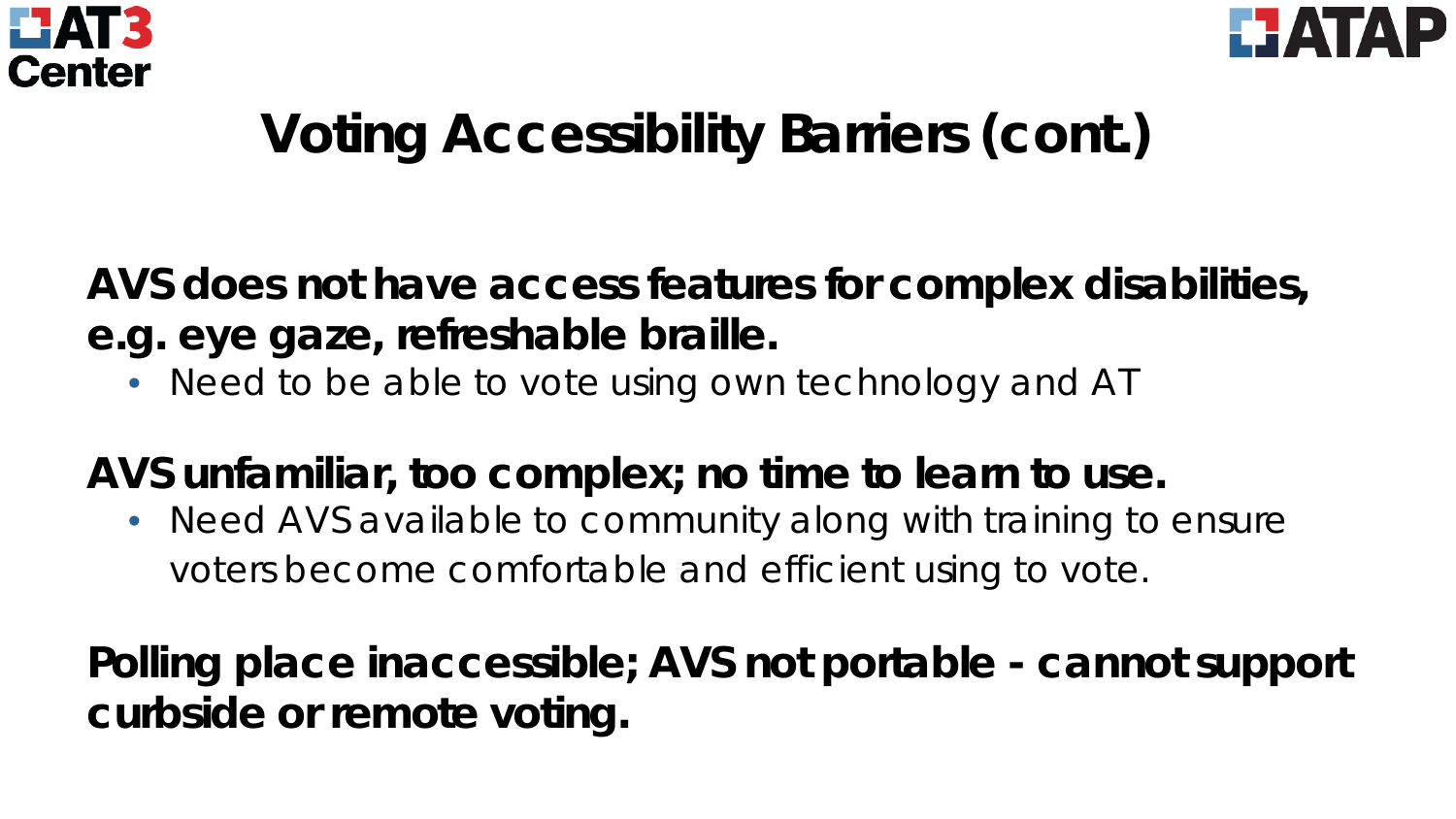# Voting Accessibility Barriers (cont.)

**AVS does not have access features for complex disabilities, e.g. eye gaze, refreshable braille.**

- Need to be able to vote using own technology and AT

**AVS unfamiliar, too complex; no time to learn to use.**

- Need AVS available to community along with training to ensure voters become comfortable and efficient using to vote.

**Polling place inaccessible; AVS not portable - cannot support curbside or remote voting.**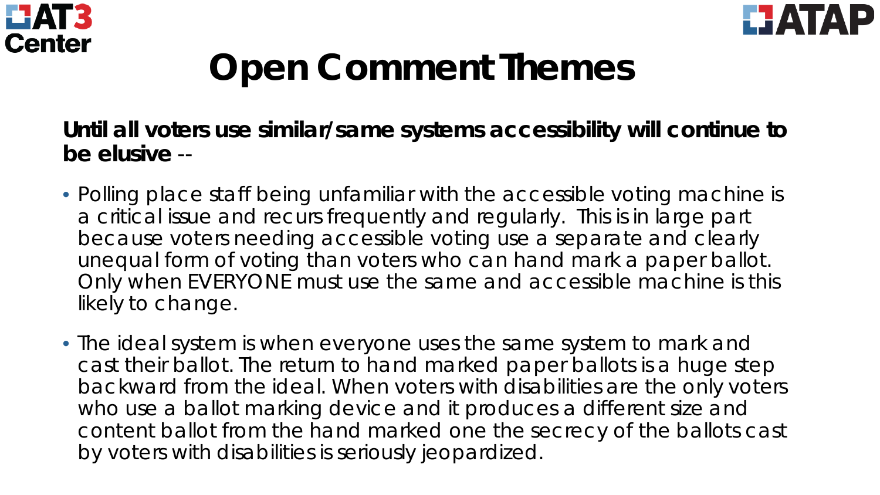# Open Comment Themes

**Until all voters use similar/same systems accessibility will continue to be elusive** --

- Polling place staff being unfamiliar with the accessible voting machine is a critical issue and recurs frequently and regularly. This is in large part because voters needing accessible voting use a separate and clearly unequal form of voting than voters who can hand mark a paper ballot. Only when EVERYONE must use the same and accessible machine is this likely to change.
- The ideal system is when everyone uses the same system to mark and cast their ballot. The return to hand marked paper ballots is a huge step backward from the ideal. When voters with disabilities are the only voters who use a ballot marking device and it produces a different size and content ballot from the hand marked one the secrecy of the ballots cast by voters with disabilities is seriously jeopardized.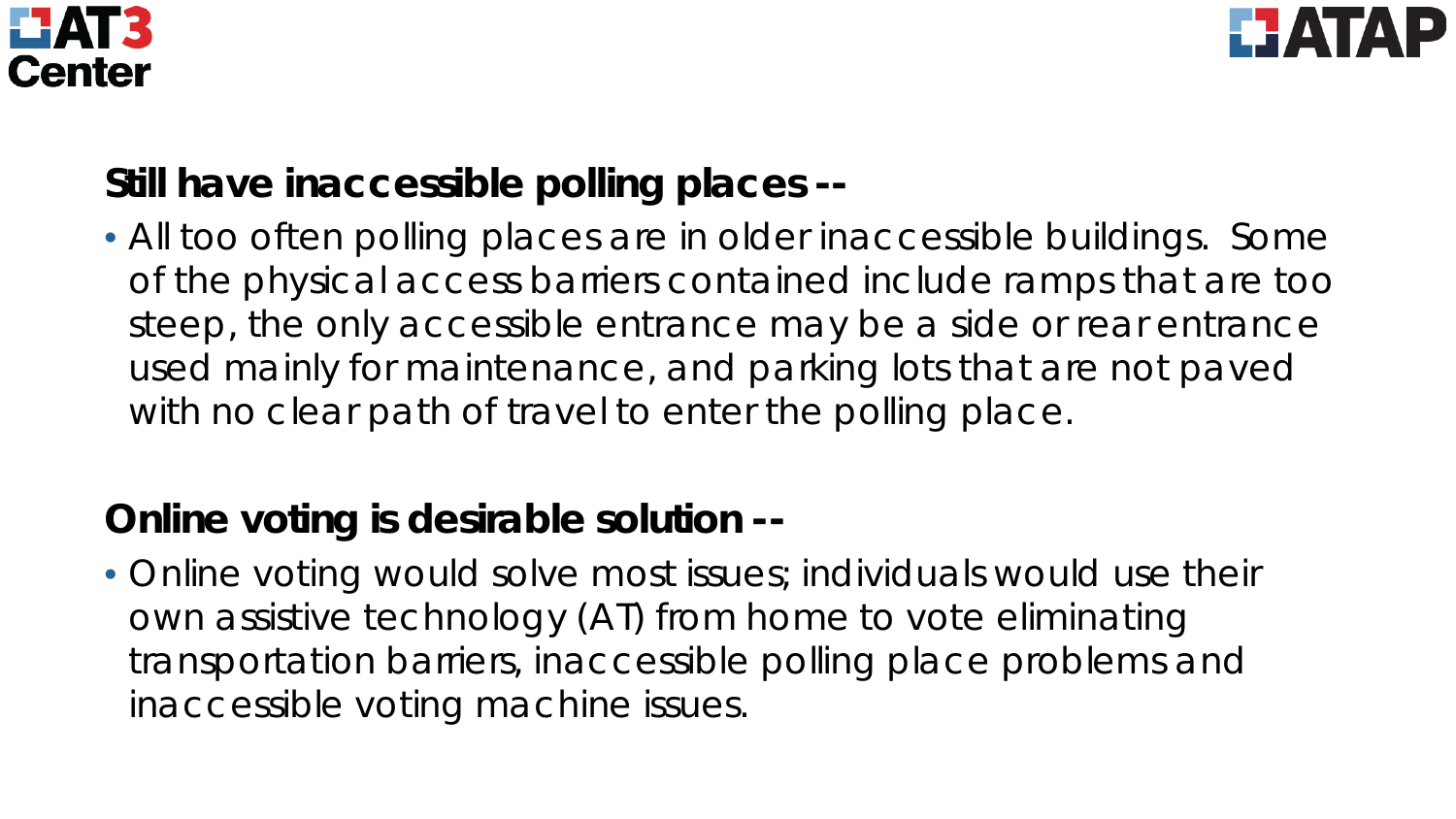**Still have inaccessible polling places --**

- All too often polling places are in older inaccessible buildings. Some of the physical access barriers contained include ramps that are too steep, the only accessible entrance may be a side or rear entrance used mainly for maintenance, and parking lots that are not paved with no clear path of travel to enter the polling place.

**Online voting is desirable solution --**

- Online voting would solve most issues; individuals would use their own assistive technology (AT) from home to vote eliminating transportation barriers, inaccessible polling place problems and inaccessible voting machine issues.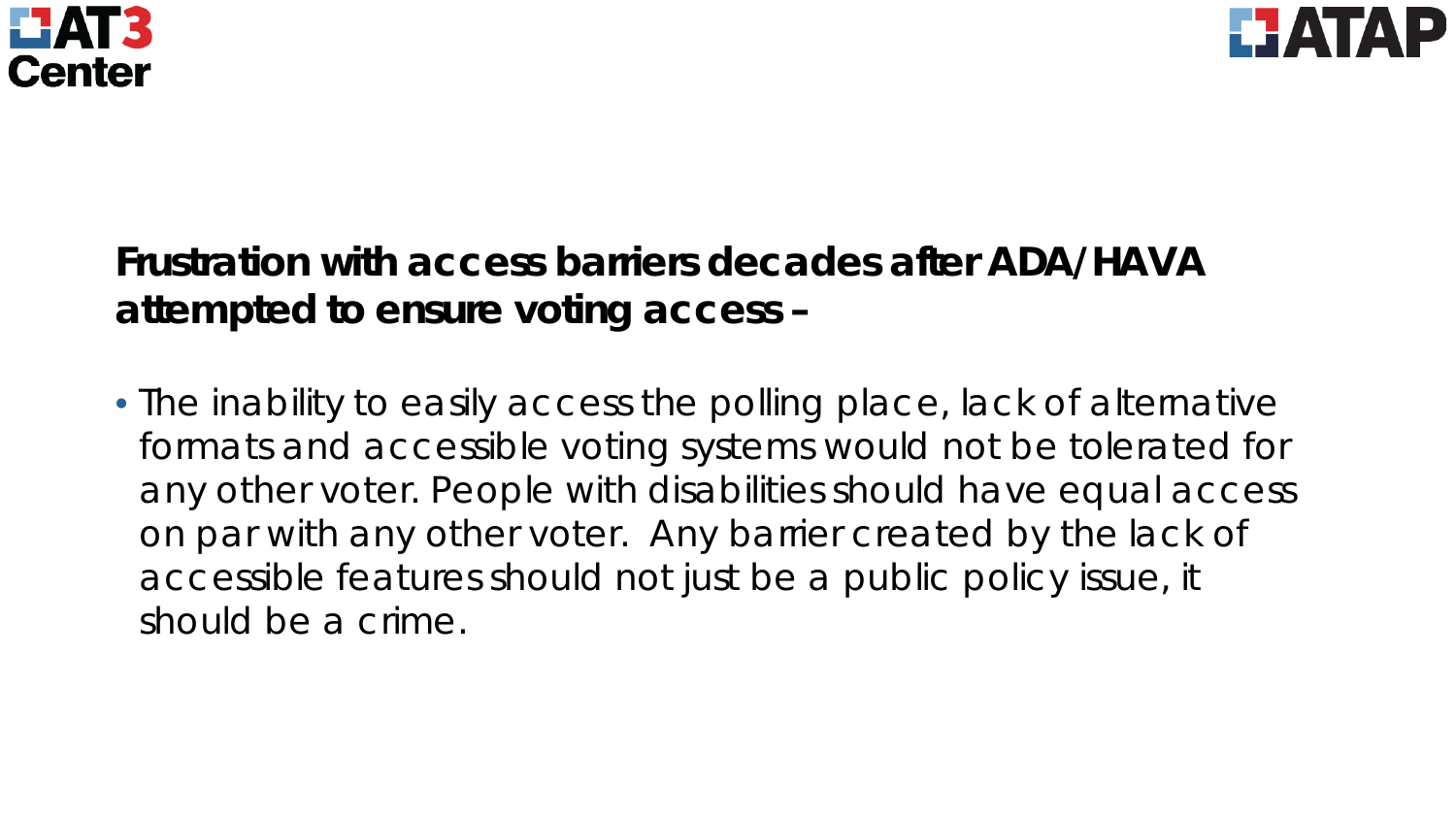**Frustration with access barriers decades after ADA/HAVA attempted to ensure voting access –**

- The inability to easily access the polling place, lack of alternative formats and accessible voting systems would not be tolerated for any other voter. People with disabilities should have equal access on par with any other voter. Any barrier created by the lack of accessible features should not just be a public policy issue, it should be a crime.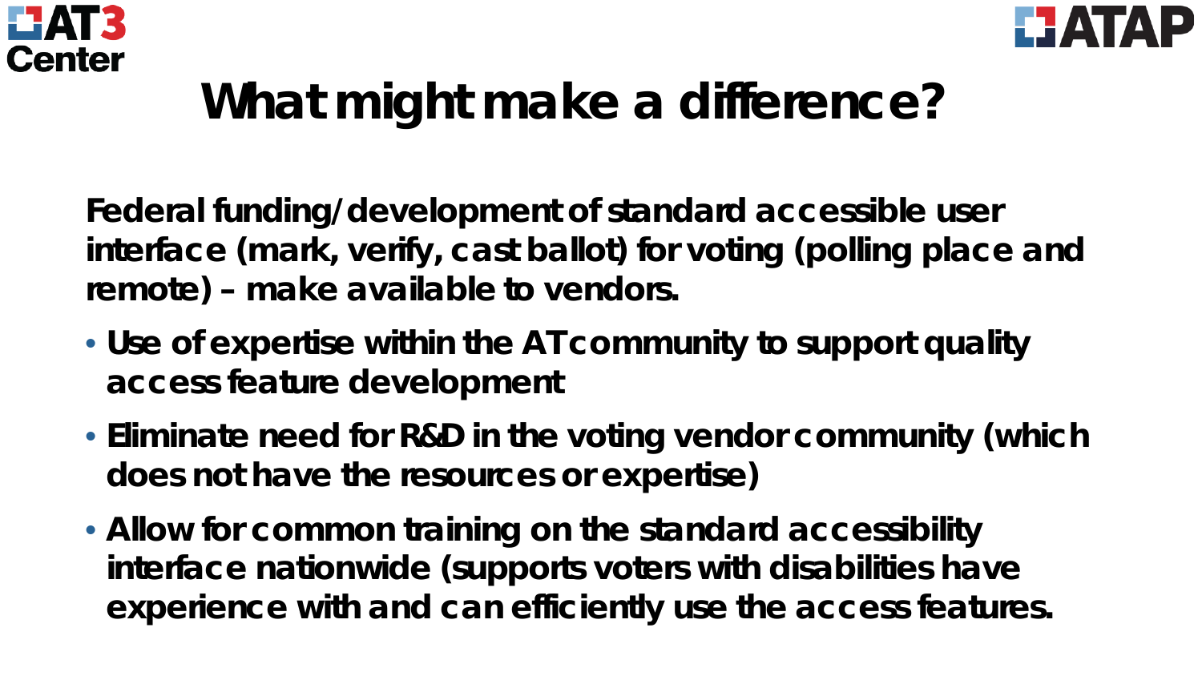# What might make a difference?

**Federal funding/development of standard accessible user interface (mark, verify, cast ballot) for voting (polling place and remote) – make available to vendors.**

- **Use of expertise within the AT community to support quality access feature development**
- **Eliminate need for R&D in the voting vendor community (which does not have the resources or expertise)**
- **Allow for common training on the standard accessibility interface nationwide (supports voters with disabilities have experience with and can efficiently use the access features.**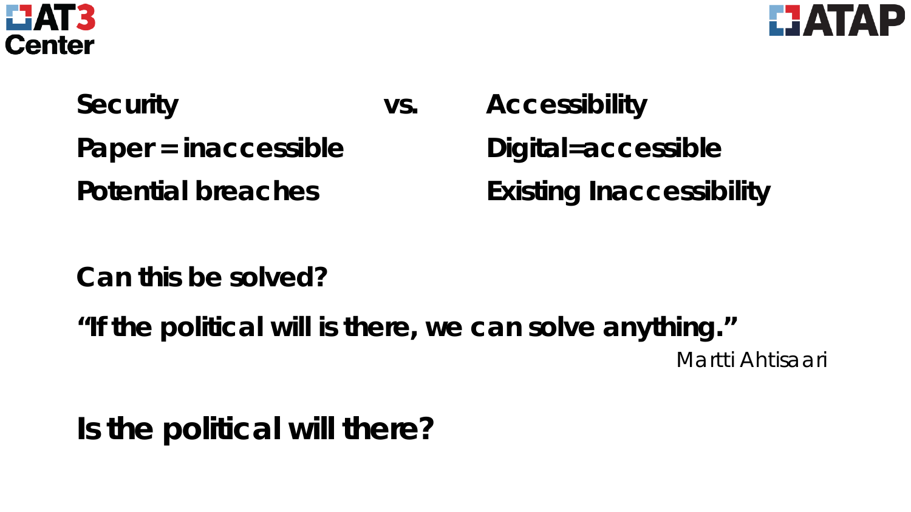| Security | vs. | Accessibility |
| --- | --- | --- |
| Paper = inaccessible | | Digital=accessible |
| Potential breaches | | Existing Inaccessibility |

**Can this be solved?**

**"If the political will is there, we can solve anything."**

Martti Ahtisaari

## Is the political will there?